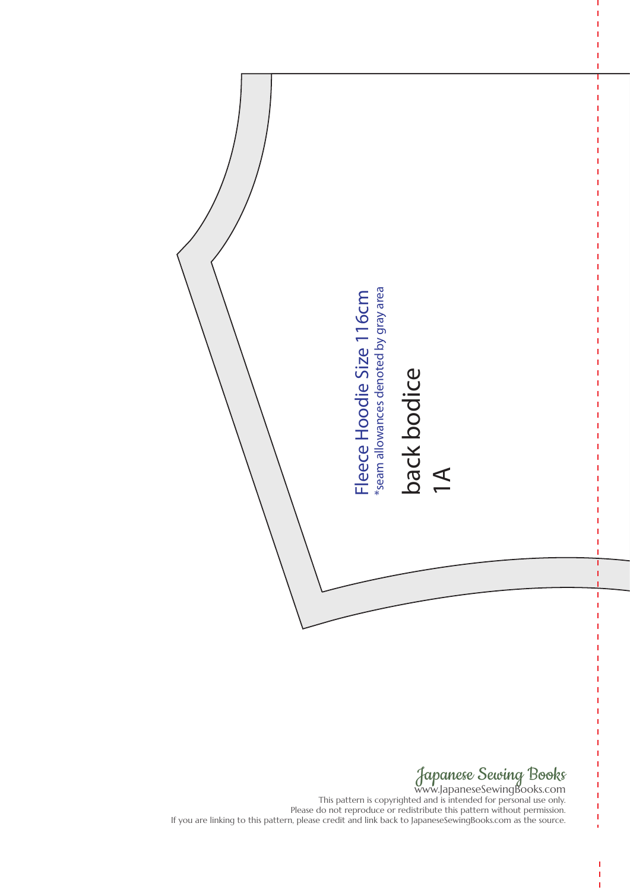Fleece Hoodie Size 116cm
*seam allowances denoted by gray area

back bodice
1A

Japanese Sewing Books
www.JapaneseSewingBooks.com
This pattern is copyrighted and is intended for personal use only.
Please do not reproduce or redistribute this pattern without permission.
If you are linking to this pattern, please credit and link back to JapaneseSewingBooks.com as the source.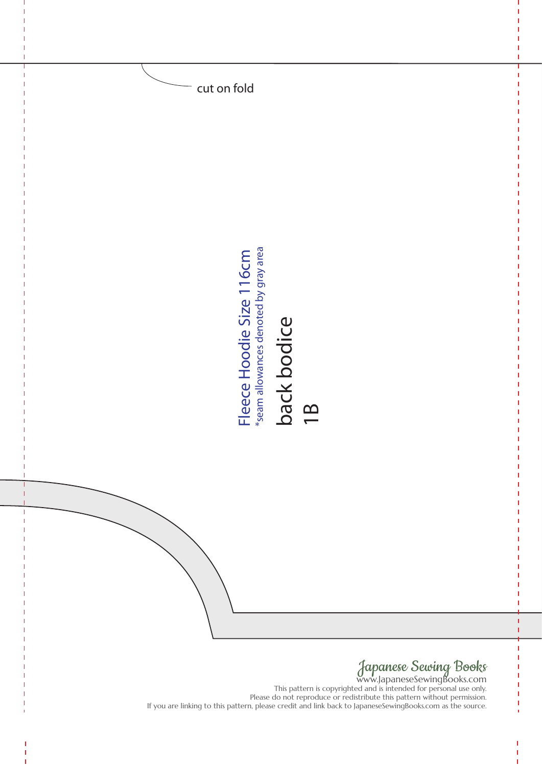cut on fold

Fleece Hoodie Size 116cm

*seam allowances denoted by gray area

back bodice

1B

Japanese Sewing Books

www.JapaneseSewingBooks.com

This pattern is copyrighted and is intended for personal use only.
Please do not reproduce or redistribute this pattern without permission.
If you are linking to this pattern, please credit and link back to JapaneseSewingBooks.com as the source.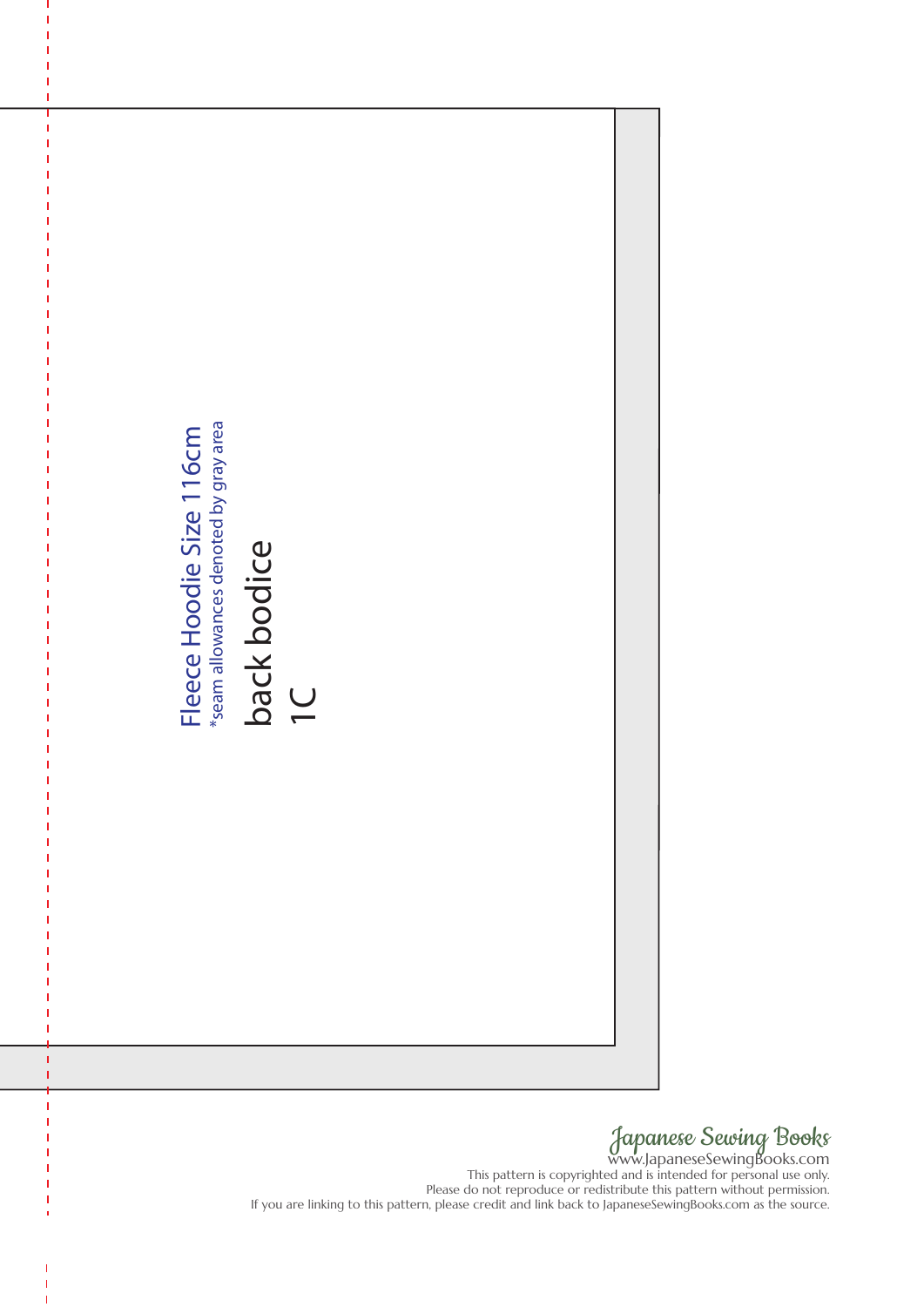Fleece Hoodie Size 116cm

*seam allowances denoted by gray area

back bodice

1C

Japanese Sewing Books

www.JapaneseSewingBooks.com

This pattern is copyrighted and is intended for personal use only.

Please do not reproduce or redistribute this pattern without permission.

If you are linking to this pattern, please credit and link back to JapaneseSewingBooks.com as the source.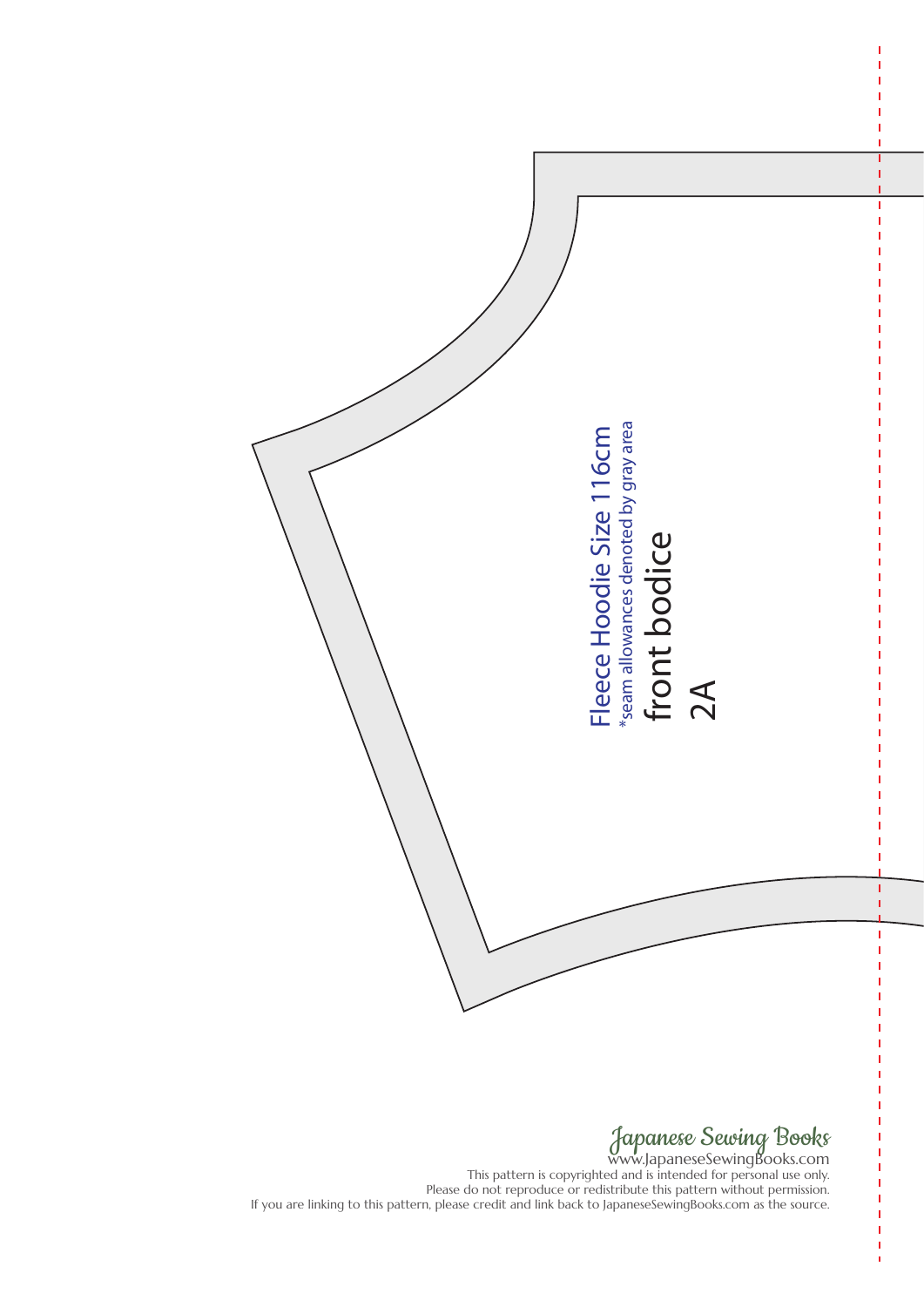Fleece Hoodie Size 116cm

*seam allowances denoted by gray area

front bodice

2A

Japanese Sewing Books

www.JapaneseSewingBooks.com

This pattern is copyrighted and is intended for personal use only.
Please do not reproduce or redistribute this pattern without permission.
If you are linking to this pattern, please credit and link back to JapaneseSewingBooks.com as the source.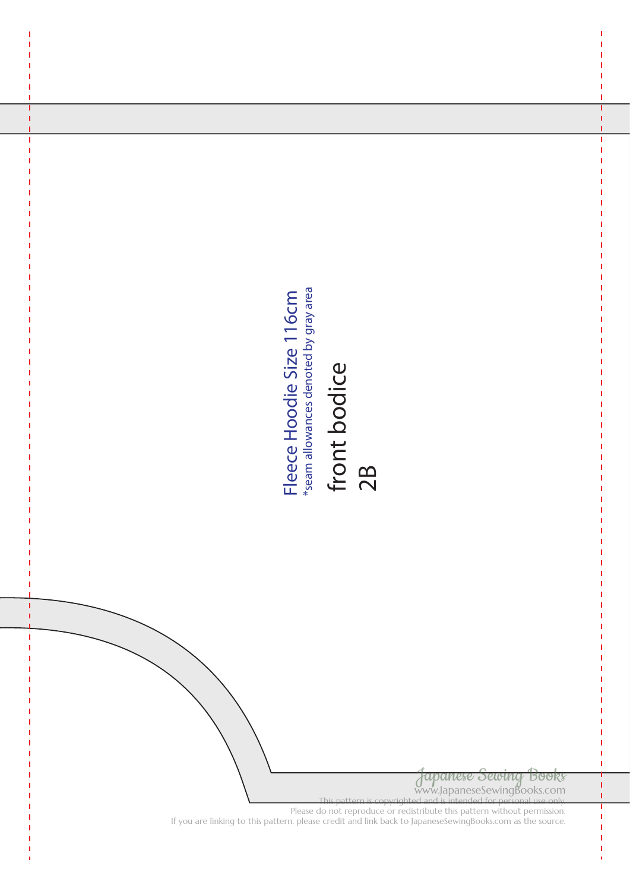Fleece Hoodie Size 116cm

*seam allowances denoted by gray area

front bodice

2B

Japanese Sewing Books

www.JapaneseSewingBooks.com

This pattern is copyrighted and is intended for personal use only.

Please do not reproduce or redistribute this pattern without permission.

If you are linking to this pattern, please credit and link back to JapaneseSewingBooks.com as the source.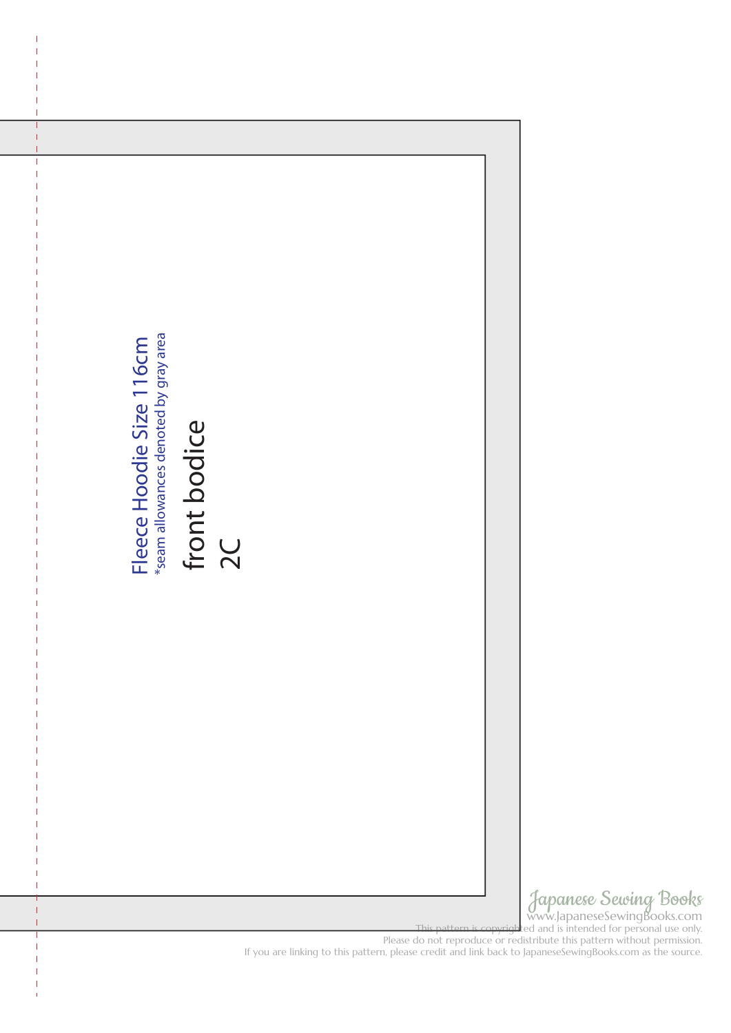Fleece Hoodie Size 116cm

*seam allowances denoted by gray area

front bodice

2C

Japanese Sewing Books
www.JapaneseSewingBooks.com

This pattern is copyrighted and is intended for personal use only.
Please do not reproduce or redistribute this pattern without permission.
If you are linking to this pattern, please credit and link back to JapaneseSewingBooks.com as the source.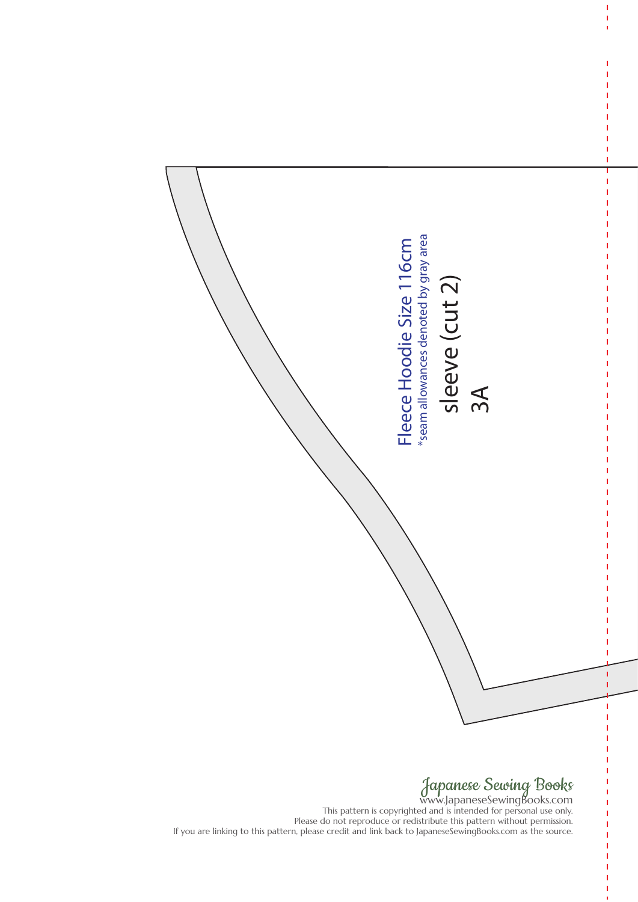Fleece Hoodie Size 116cm

*seam allowances denoted by gray area

sleeve (cut 2)

3A

Japanese Sewing Books

www.JapaneseSewingBooks.com

This pattern is copyrighted and is intended for personal use only.
Please do not reproduce or redistribute this pattern without permission.
If you are linking to this pattern, please credit and link back to JapaneseSewingBooks.com as the source.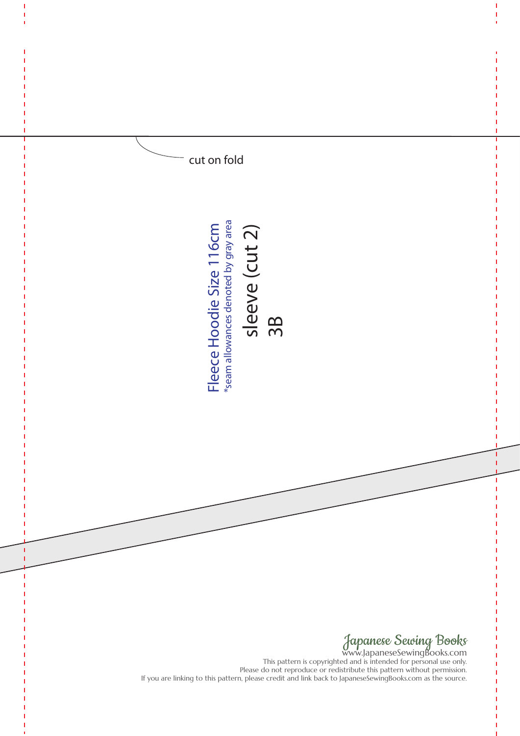cut on fold

Fleece Hoodie Size 116cm

*seam allowances denoted by gray area

sleeve (cut 2)

3B

Japanese Sewing Books

www.JapaneseSewingBooks.com

This pattern is copyrighted and is intended for personal use only.

Please do not reproduce or redistribute this pattern without permission.

If you are linking to this pattern, please credit and link back to JapaneseSewingBooks.com as the source.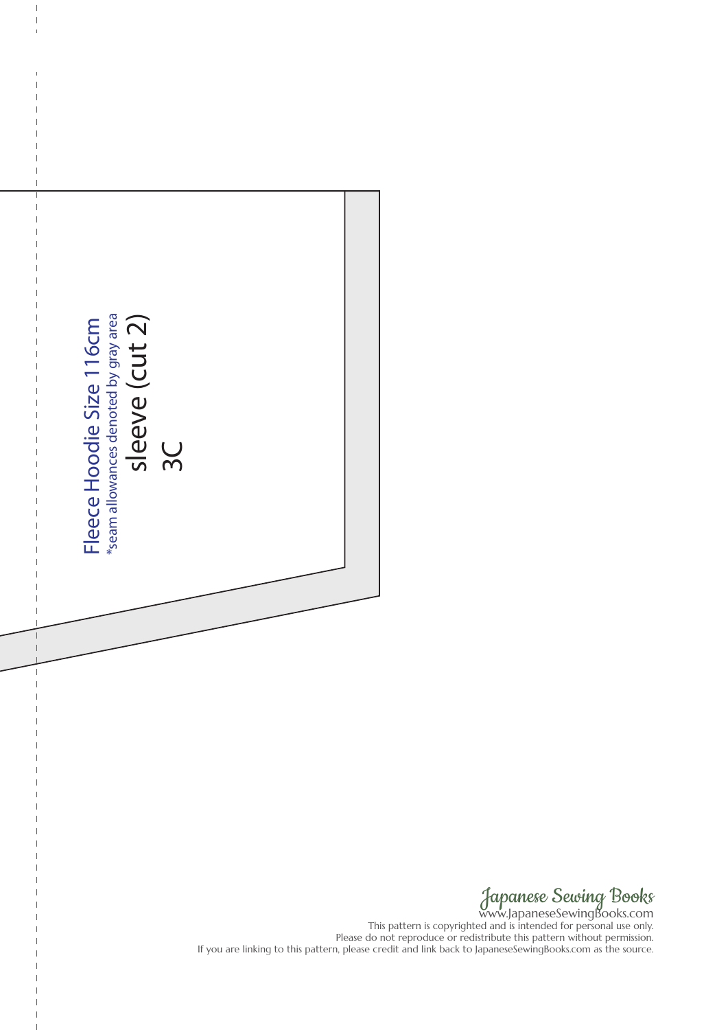Fleece Hoodie Size 116cm

*seam allowances denoted by gray area

sleeve (cut 2)

3C

Japanese Sewing Books

www.JapaneseSewingBooks.com

This pattern is copyrighted and is intended for personal use only.

Please do not reproduce or redistribute this pattern without permission.

If you are linking to this pattern, please credit and link back to JapaneseSewingBooks.com as the source.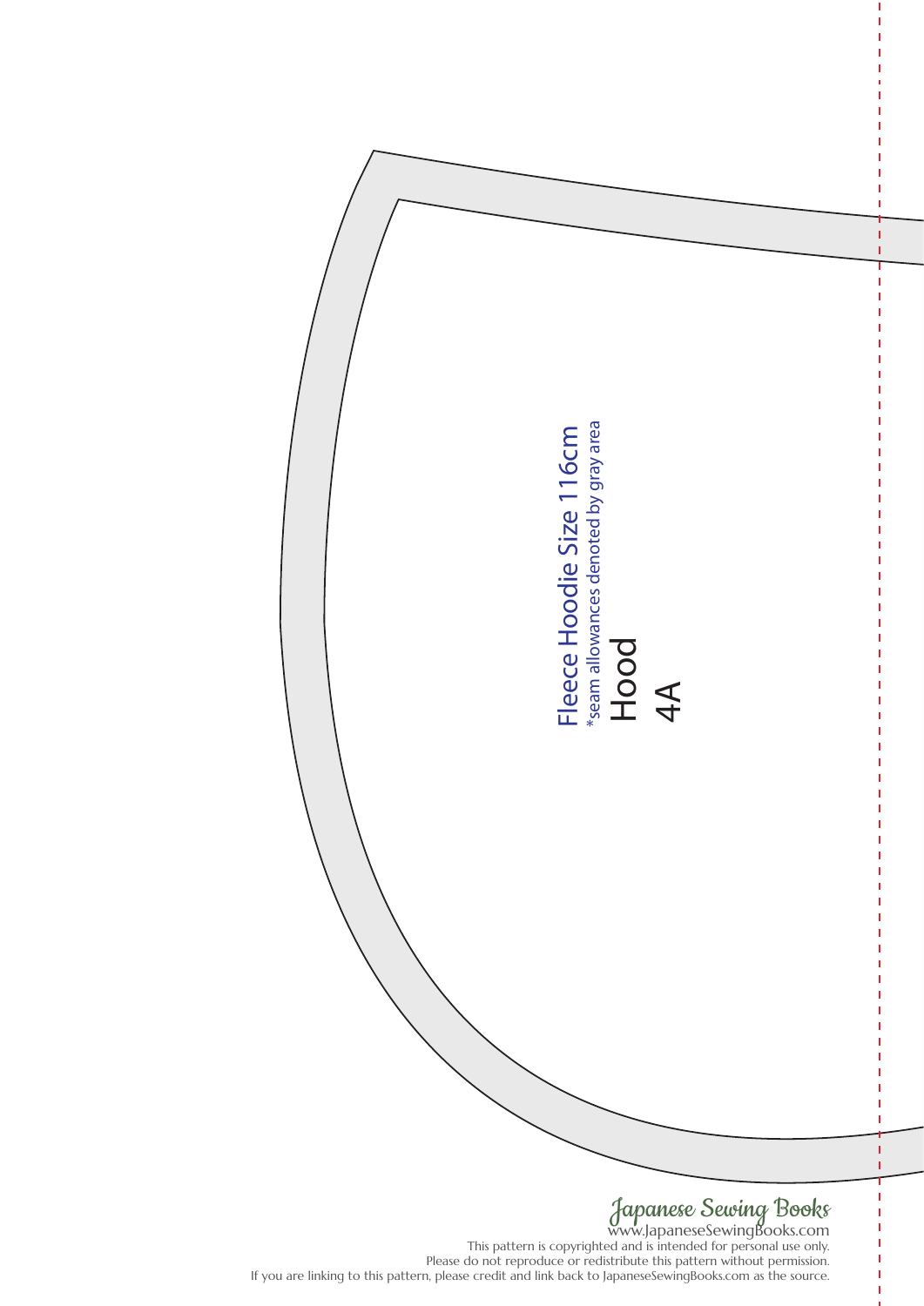Fleece Hoodie Size 116cm

*seam allowances denoted by gray area

Hood

4A

Japanese Sewing Books

www.JapaneseSewingBooks.com

This pattern is copyrighted and is intended for personal use only.

Please do not reproduce or redistribute this pattern without permission.

If you are linking to this pattern, please credit and link back to JapaneseSewingBooks.com as the source.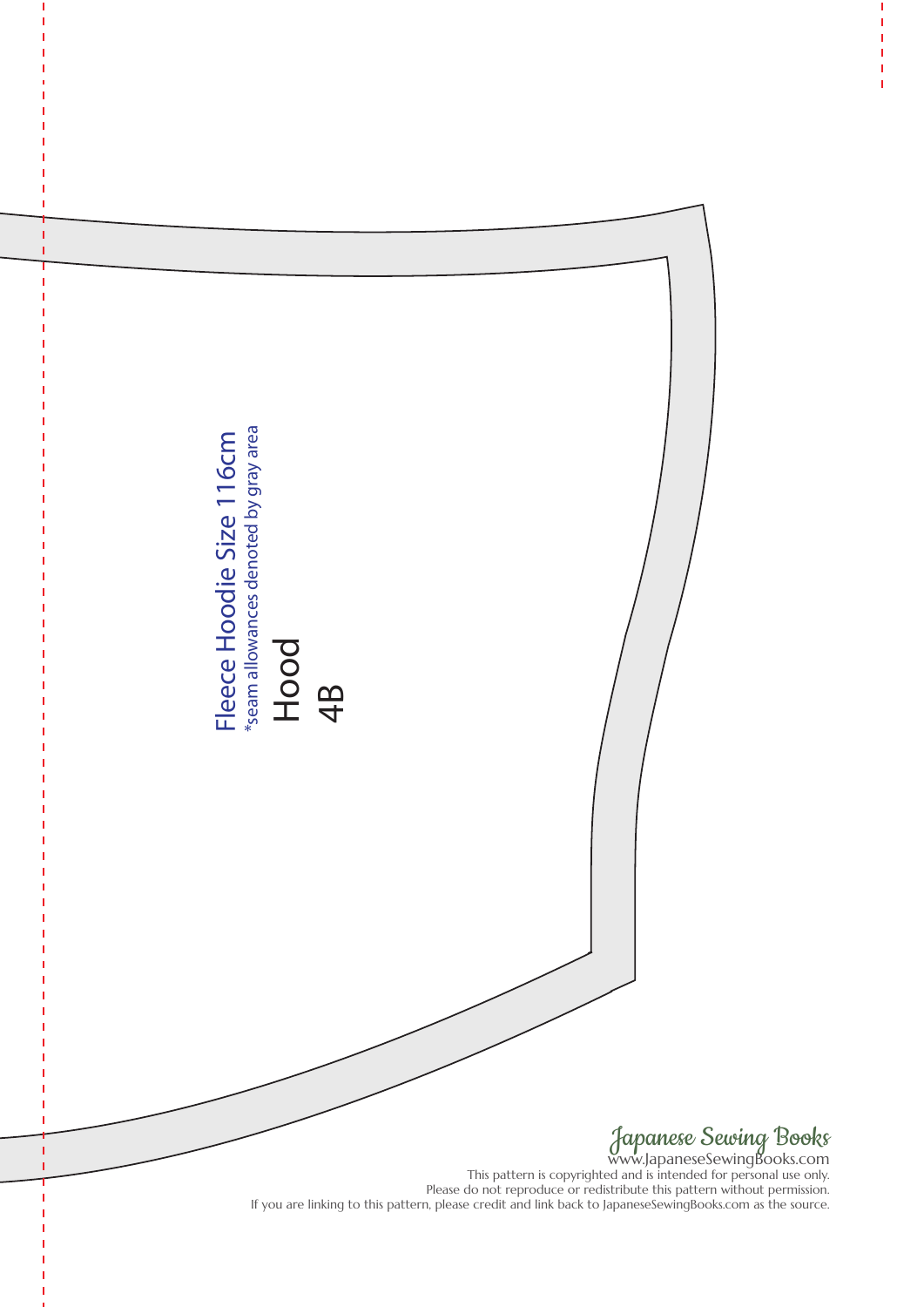Fleece Hoodie Size 116cm

*seam allowances denoted by gray area

Hood

4B

Japanese Sewing Books

www.JapaneseSewingBooks.com

This pattern is copyrighted and is intended for personal use only.

Please do not reproduce or redistribute this pattern without permission.

If you are linking to this pattern, please credit and link back to JapaneseSewingBooks.com as the source.